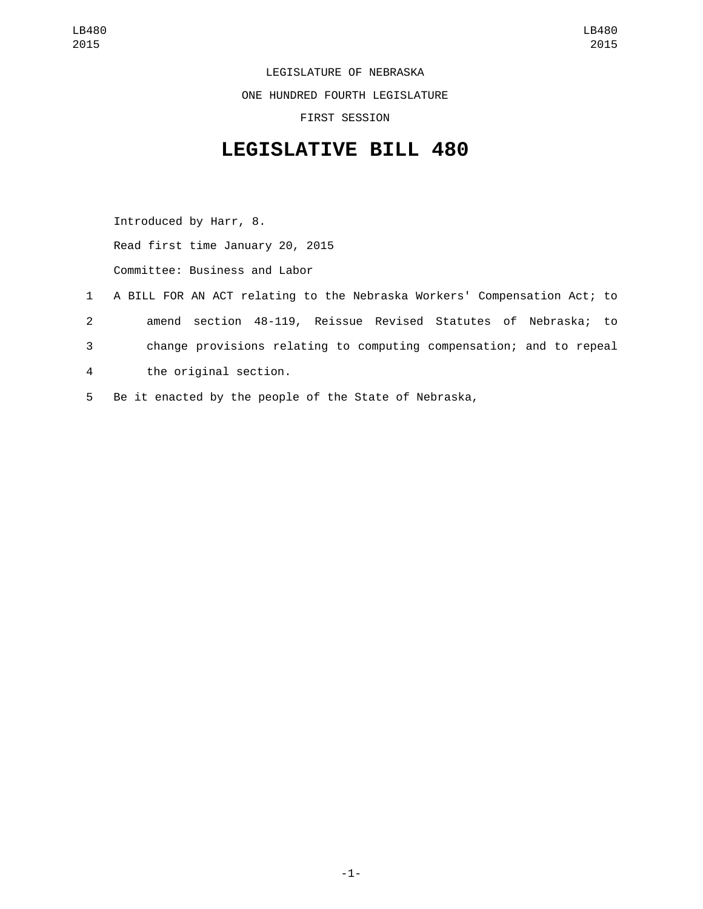LEGISLATURE OF NEBRASKA

ONE HUNDRED FOURTH LEGISLATURE

FIRST SESSION

# LEGISLATIVE BILL 480

Introduced by Harr, 8.

Read first time January 20, 2015

Committee: Business and Labor

1 A BILL FOR AN ACT relating to the Nebraska Workers' Compensation Act; to
2 amend section 48-119, Reissue Revised Statutes of Nebraska; to
3 change provisions relating to computing compensation; and to repeal
4 the original section.

5 Be it enacted by the people of the State of Nebraska,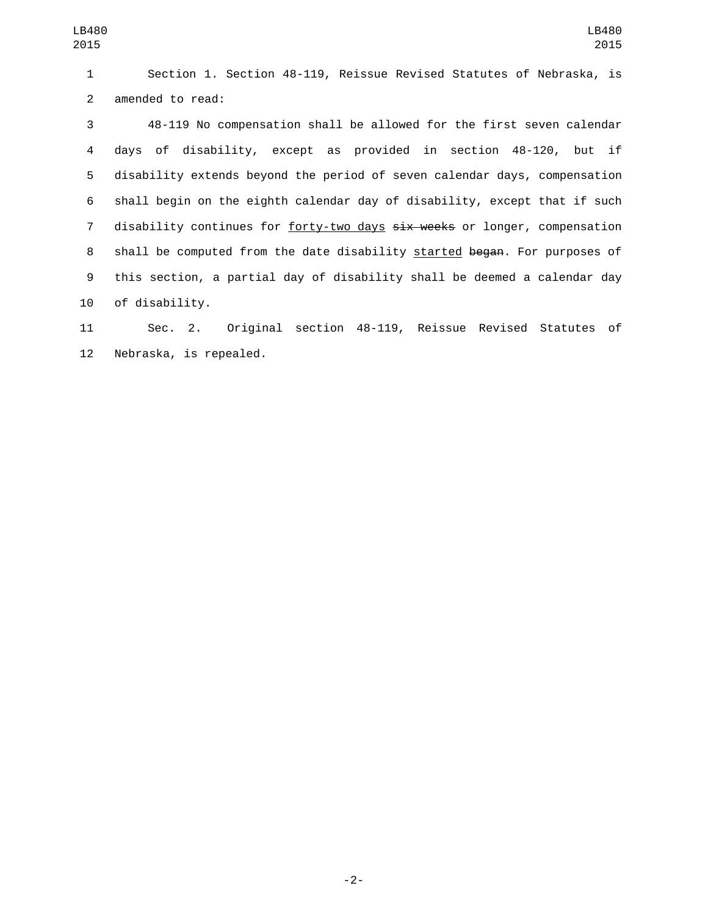Section 1. Section 48-119, Reissue Revised Statutes of Nebraska, is amended to read:

48-119 No compensation shall be allowed for the first seven calendar days of disability, except as provided in section 48-120, but if disability extends beyond the period of seven calendar days, compensation shall begin on the eighth calendar day of disability, except that if such disability continues for <u>forty-two days</u> ~~six weeks~~ or longer, compensation shall be computed from the date disability <u>started</u> ~~began~~. For purposes of this section, a partial day of disability shall be deemed a calendar day of disability.

Sec. 2. Original section 48-119, Reissue Revised Statutes of Nebraska, is repealed.